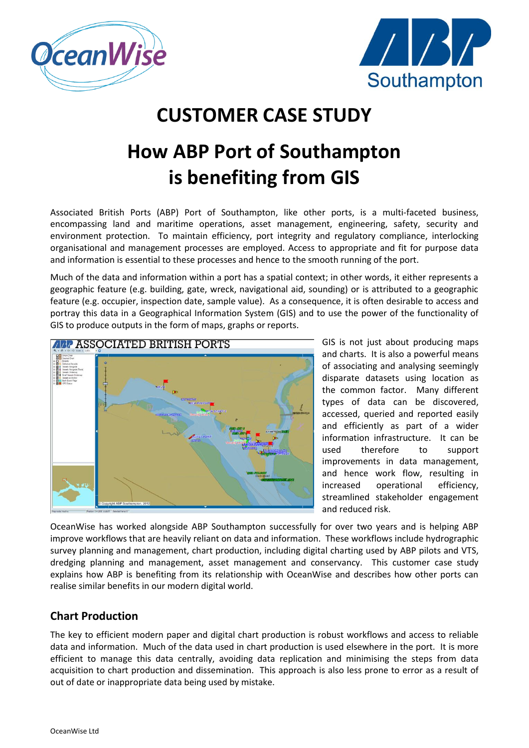# CUSTOMER CASE STUDY

# How ABP Port of Southampton is benefiting from GIS

Associated British Ports (ABP) Port of Southampton, like other ports, is a multi-faceted business, encompassing land and maritime operations, asset management, engineering, safety, security and environment protection. To maintain efficiency, port integrity and regulatory compliance, interlocking organisational and management processes are employed. Access to appropriate and fit for purpose data and information is essential to these processes and hence to the smooth running of the port.

Much of the data and information within a port has a spatial context; in other words, it either represents a geographic feature (e.g. building, gate, wreck, navigational aid, sounding) or is attributed to a geographic feature (e.g. occupier, inspection date, sample value). As a consequence, it is often desirable to access and portray this data in a Geographical Information System (GIS) and to use the power of the functionality of GIS to produce outputs in the form of maps, graphs or reports.

GIS is not just about producing maps and charts. It is also a powerful means of associating and analysing seemingly disparate datasets using location as the common factor. Many different types of data can be discovered, accessed, queried and reported easily and efficiently as part of a wider information infrastructure. It can be used therefore to support improvements in data management, and hence work flow, resulting in increased operational efficiency, streamlined stakeholder engagement and reduced risk.

OceanWise has worked alongside ABP Southampton successfully for over two years and is helping ABP improve workflows that are heavily reliant on data and information. These workflows include hydrographic survey planning and management, chart production, including digital charting used by ABP pilots and VTS, dredging planning and management, asset management and conservancy. This customer case study explains how ABP is benefiting from its relationship with OceanWise and describes how other ports can realise similar benefits in our modern digital world.

## Chart Production

The key to efficient modern paper and digital chart production is robust workflows and access to reliable data and information. Much of the data used in chart production is used elsewhere in the port. It is more efficient to manage this data centrally, avoiding data replication and minimising the steps from data acquisition to chart production and dissemination. This approach is also less prone to error as a result of out of date or inappropriate data being used by mistake.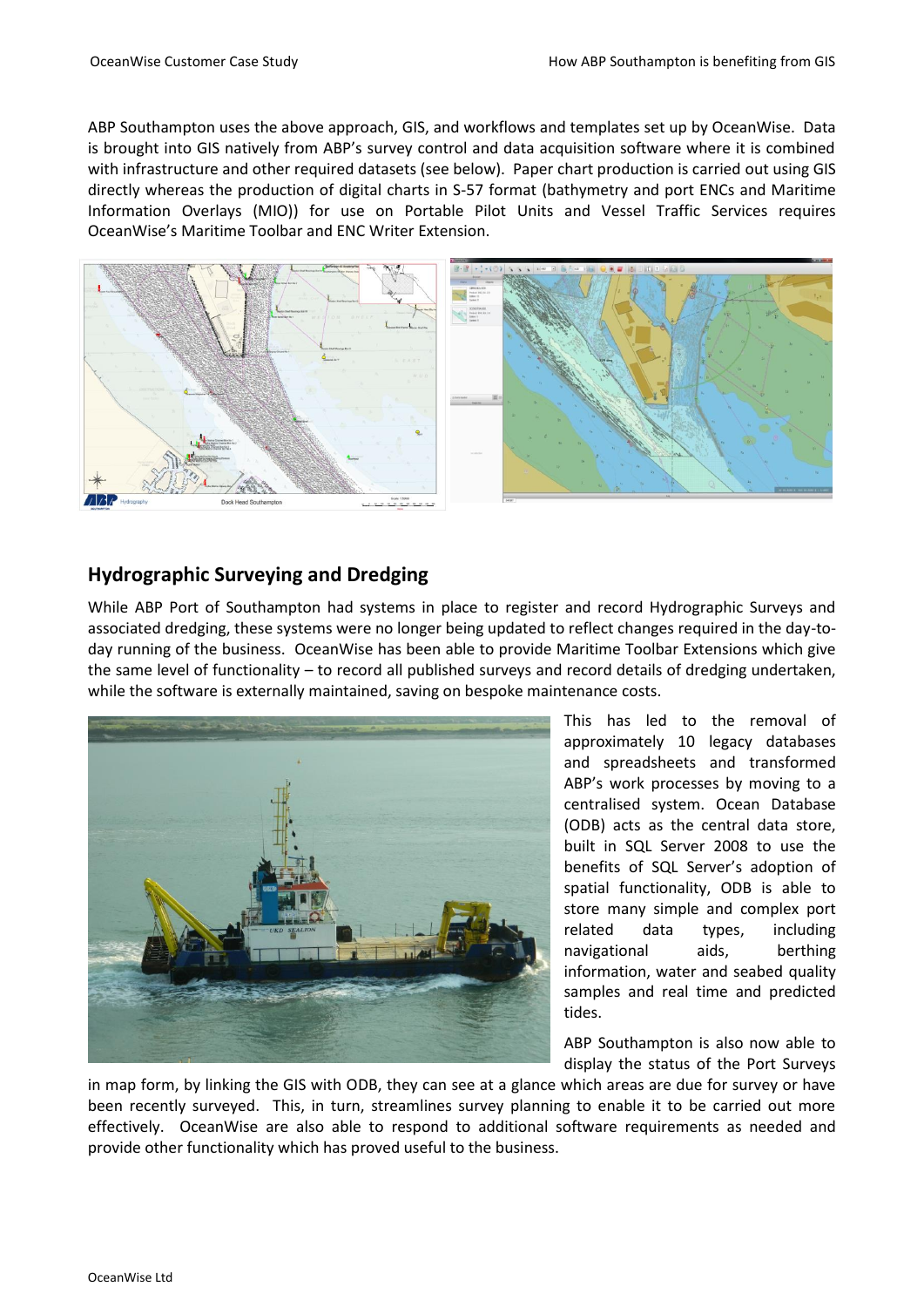ABP Southampton uses the above approach, GIS, and workflows and templates set up by OceanWise. Data is brought into GIS natively from ABP's survey control and data acquisition software where it is combined with infrastructure and other required datasets (see below). Paper chart production is carried out using GIS directly whereas the production of digital charts in S-57 format (bathymetry and port ENCs and Maritime Information Overlays (MIO)) for use on Portable Pilot Units and Vessel Traffic Services requires OceanWise's Maritime Toolbar and ENC Writer Extension.

## Hydrographic Surveying and Dredging

While ABP Port of Southampton had systems in place to register and record Hydrographic Surveys and associated dredging, these systems were no longer being updated to reflect changes required in the day-to-day running of the business. OceanWise has been able to provide Maritime Toolbar Extensions which give the same level of functionality – to record all published surveys and record details of dredging undertaken, while the software is externally maintained, saving on bespoke maintenance costs.

This has led to the removal of approximately 10 legacy databases and spreadsheets and transformed ABP's work processes by moving to a centralised system. Ocean Database (ODB) acts as the central data store, built in SQL Server 2008 to use the benefits of SQL Server's adoption of spatial functionality, ODB is able to store many simple and complex port related data types, including navigational aids, berthing information, water and seabed quality samples and real time and predicted tides.

ABP Southampton is also now able to display the status of the Port Surveys in map form, by linking the GIS with ODB, they can see at a glance which areas are due for survey or have been recently surveyed. This, in turn, streamlines survey planning to enable it to be carried out more effectively. OceanWise are also able to respond to additional software requirements as needed and provide other functionality which has proved useful to the business.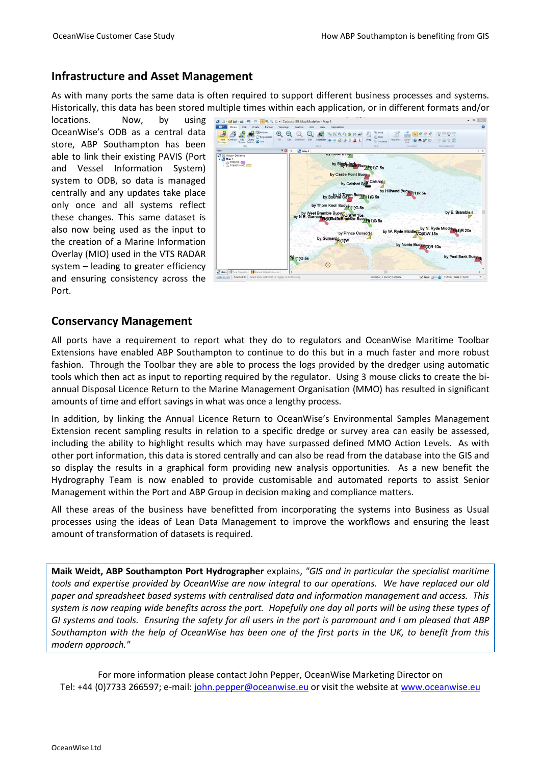## Infrastructure and Asset Management

As with many ports the same data is often required to support different business processes and systems. Historically, this data has been stored multiple times within each application, or in different formats and/or locations. Now, by using OceanWise's ODB as a central data store, ABP Southampton has been able to link their existing PAVIS (Port and Vessel Information System) system to ODB, so data is managed centrally and any updates take place only once and all systems reflect these changes. This same dataset is also now being used as the input to the creation of a Marine Information Overlay (MIO) used in the VTS RADAR system – leading to greater efficiency and ensuring consistency across the Port.

## Conservancy Management

All ports have a requirement to report what they do to regulators and OceanWise Maritime Toolbar Extensions have enabled ABP Southampton to continue to do this but in a much faster and more robust fashion. Through the Toolbar they are able to process the logs provided by the dredger using automatic tools which then act as input to reporting required by the regulator. Using 3 mouse clicks to create the bi-annual Disposal Licence Return to the Marine Management Organisation (MMO) has resulted in significant amounts of time and effort savings in what was once a lengthy process.

In addition, by linking the Annual Licence Return to OceanWise's Environmental Samples Management Extension recent sampling results in relation to a specific dredge or survey area can easily be assessed, including the ability to highlight results which may have surpassed defined MMO Action Levels. As with other port information, this data is stored centrally and can also be read from the database into the GIS and so display the results in a graphical form providing new analysis opportunities. As a new benefit the Hydrography Team is now enabled to provide customisable and automated reports to assist Senior Management within the Port and ABP Group in decision making and compliance matters.

All these areas of the business have benefitted from incorporating the systems into Business as Usual processes using the ideas of Lean Data Management to improve the workflows and ensuring the least amount of transformation of datasets is required.

**Maik Weidt, ABP Southampton Port Hydrographer** explains, *"GIS and in particular the specialist maritime tools and expertise provided by OceanWise are now integral to our operations. We have replaced our old paper and spreadsheet based systems with centralised data and information management and access. This system is now reaping wide benefits across the port. Hopefully one day all ports will be using these types of GI systems and tools. Ensuring the safety for all users in the port is paramount and I am pleased that ABP Southampton with the help of OceanWise has been one of the first ports in the UK, to benefit from this modern approach."*

For more information please contact John Pepper, OceanWise Marketing Director on Tel: +44 (0)7733 266597; e-mail: john.pepper@oceanwise.eu or visit the website at www.oceanwise.eu